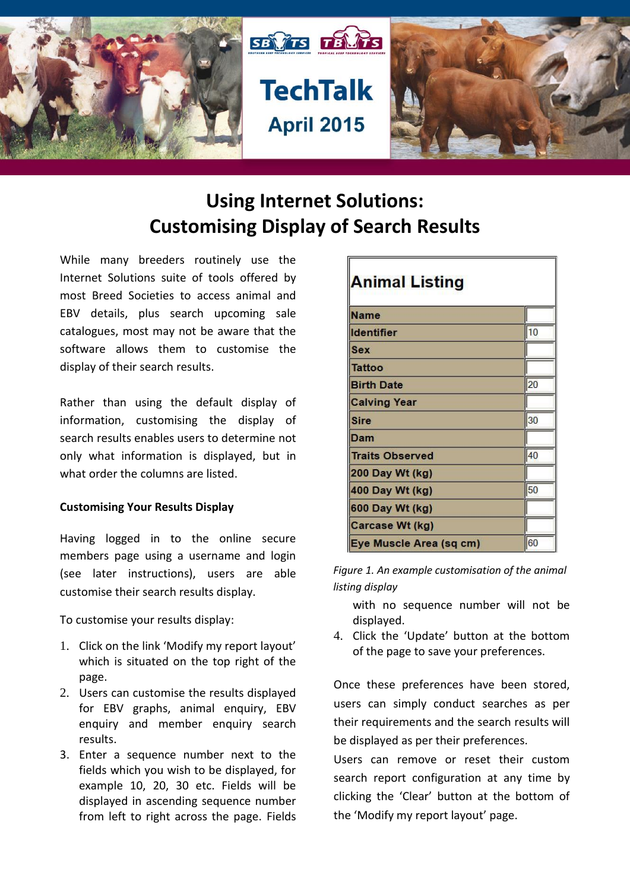# TechTalk April 2015

## Using Internet Solutions: Customising Display of Search Results

While many breeders routinely use the Internet Solutions suite of tools offered by most Breed Societies to access animal and EBV details, plus search upcoming sale catalogues, most may not be aware that the software allows them to customise the display of their search results.

Rather than using the default display of information, customising the display of search results enables users to determine not only what information is displayed, but in what order the columns are listed.

**Customising Your Results Display**

Having logged in to the online secure members page using a username and login (see later instructions), users are able customise their search results display.

To customise your results display:

1. Click on the link 'Modify my report layout' which is situated on the top right of the page.
2. Users can customise the results displayed for EBV graphs, animal enquiry, EBV enquiry and member enquiry search results.
3. Enter a sequence number next to the fields which you wish to be displayed, for example 10, 20, 30 etc. Fields will be displayed in ascending sequence number from left to right across the page. Fields with no sequence number will not be displayed.
4. Click the 'Update' button at the bottom of the page to save your preferences.

| Animal Listing | |
|---|---|
| Name | |
| Identifier | 10 |
| Sex | |
| Tattoo | |
| Birth Date | 20 |
| Calving Year | |
| Sire | 30 |
| Dam | |
| Traits Observed | 40 |
| 200 Day Wt (kg) | |
| 400 Day Wt (kg) | 50 |
| 600 Day Wt (kg) | |
| Carcase Wt (kg) | |
| Eye Muscle Area (sq cm) | 60 |

*Figure 1. An example customisation of the animal listing display*

Once these preferences have been stored, users can simply conduct searches as per their requirements and the search results will be displayed as per their preferences.

Users can remove or reset their custom search report configuration at any time by clicking the 'Clear' button at the bottom of the 'Modify my report layout' page.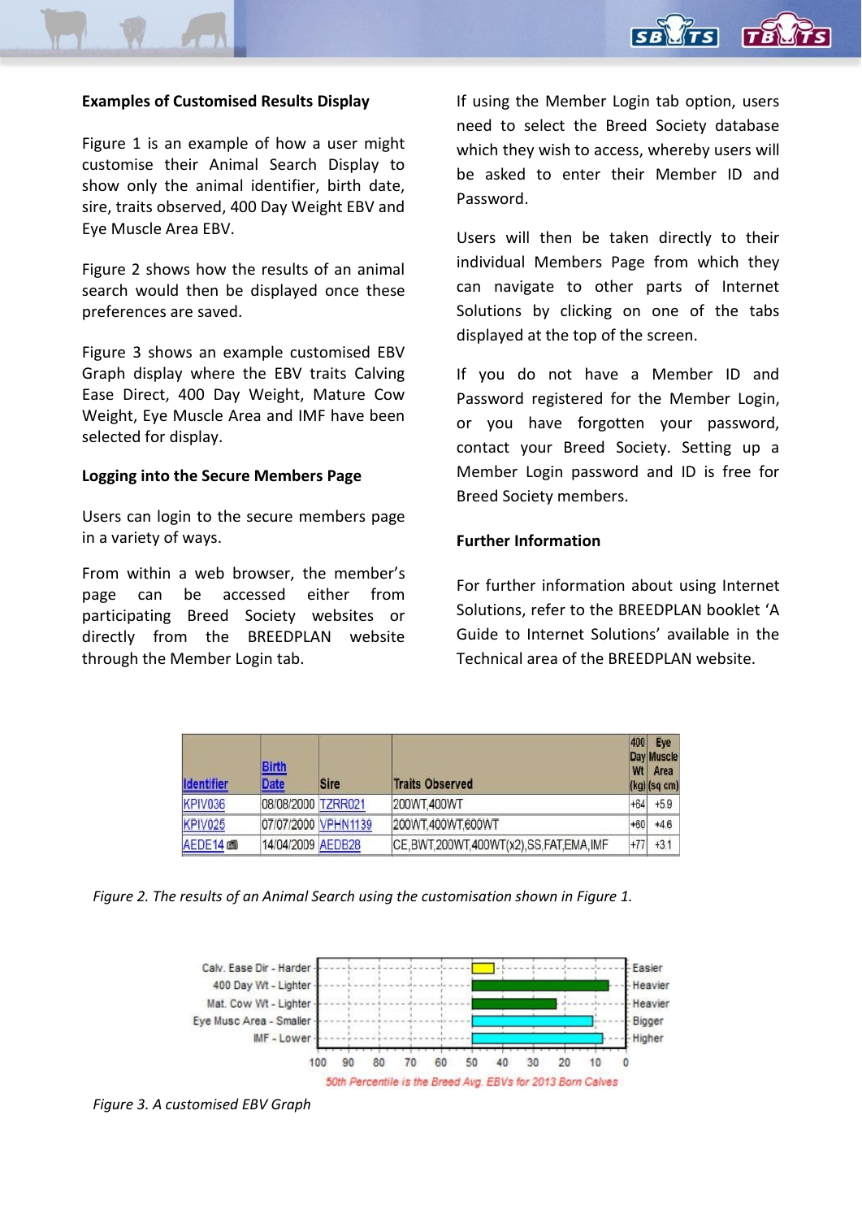**Examples of Customised Results Display**

Figure 1 is an example of how a user might customise their Animal Search Display to show only the animal identifier, birth date, sire, traits observed, 400 Day Weight EBV and Eye Muscle Area EBV.

Figure 2 shows how the results of an animal search would then be displayed once these preferences are saved.

Figure 3 shows an example customised EBV Graph display where the EBV traits Calving Ease Direct, 400 Day Weight, Mature Cow Weight, Eye Muscle Area and IMF have been selected for display.

**Logging into the Secure Members Page**

Users can login to the secure members page in a variety of ways.

From within a web browser, the member's page can be accessed either from participating Breed Society websites or directly from the BREEDPLAN website through the Member Login tab.

If using the Member Login tab option, users need to select the Breed Society database which they wish to access, whereby users will be asked to enter their Member ID and Password.

Users will then be taken directly to their individual Members Page from which they can navigate to other parts of Internet Solutions by clicking on one of the tabs displayed at the top of the screen.

If you do not have a Member ID and Password registered for the Member Login, or you have forgotten your password, contact your Breed Society. Setting up a Member Login password and ID is free for Breed Society members.

**Further Information**

For further information about using Internet Solutions, refer to the BREEDPLAN booklet 'A Guide to Internet Solutions' available in the Technical area of the BREEDPLAN website.

| Identifier | Birth Date | Sire | Traits Observed | 400 Day Wt (kg) | Eye Muscle Area (sq cm) |
|---|---|---|---|---|---|
| KPIV036 | 08/08/2000 | TZRR021 | 200WT,400WT | +64 | +5.9 |
| KPIV025 | 07/07/2000 | VPHN1139 | 200WT,400WT,600WT | +60 | +4.6 |
| AEDE14 | 14/04/2009 | AEDB28 | CE,BWT,200WT,400WT(x2),SS,FAT,EMA,IMF | +77 | +3.1 |

*Figure 2. The results of an Animal Search using the customisation shown in Figure 1.*

Calv. Ease Dir - Harder | Easier
400 Day Wt - Lighter | Heavier
Mat. Cow Wt - Lighter | Heavier
Eye Musc Area - Smaller | Bigger
IMF - Lower | Higher

100 90 80 70 60 50 40 30 20 10 0

50th Percentile is the Breed Avg. EBVs for 2013 Born Calves

*Figure 3. A customised EBV Graph*